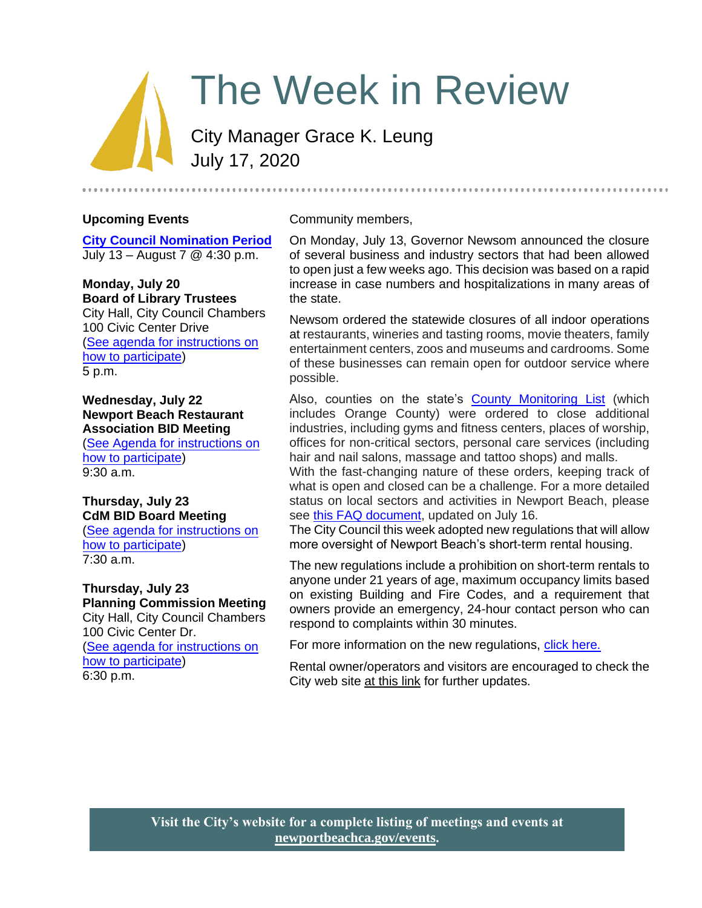# The Week in Review

City Manager Grace K. Leung
July 17, 2020

## Upcoming Events

**City Council Nomination Period**
July 13 – August 7 @ 4:30 p.m.

**Monday, July 20**
**Board of Library Trustees**
City Hall, City Council Chambers
100 Civic Center Drive
(See agenda for instructions on how to participate)
5 p.m.

**Wednesday, July 22**
**Newport Beach Restaurant Association BID Meeting**
(See Agenda for instructions on how to participate)
9:30 a.m.

**Thursday, July 23**
**CdM BID Board Meeting**
(See agenda for instructions on how to participate)
7:30 a.m.

**Thursday, July 23**
**Planning Commission Meeting**
City Hall, City Council Chambers
100 Civic Center Dr.
(See agenda for instructions on how to participate)
6:30 p.m.

Community members,

On Monday, July 13, Governor Newsom announced the closure of several business and industry sectors that had been allowed to open just a few weeks ago. This decision was based on a rapid increase in case numbers and hospitalizations in many areas of the state.

Newsom ordered the statewide closures of all indoor operations at restaurants, wineries and tasting rooms, movie theaters, family entertainment centers, zoos and museums and cardrooms. Some of these businesses can remain open for outdoor service where possible.

Also, counties on the state's County Monitoring List (which includes Orange County) were ordered to close additional industries, including gyms and fitness centers, places of worship, offices for non-critical sectors, personal care services (including hair and nail salons, massage and tattoo shops) and malls.
With the fast-changing nature of these orders, keeping track of what is open and closed can be a challenge. For a more detailed status on local sectors and activities in Newport Beach, please see this FAQ document, updated on July 16.
The City Council this week adopted new regulations that will allow more oversight of Newport Beach's short-term rental housing.

The new regulations include a prohibition on short-term rentals to anyone under 21 years of age, maximum occupancy limits based on existing Building and Fire Codes, and a requirement that owners provide an emergency, 24-hour contact person who can respond to complaints within 30 minutes.

For more information on the new regulations, click here.

Rental owner/operators and visitors are encouraged to check the City web site at this link for further updates.

**Visit the City's website for a complete listing of meetings and events at newportbeachca.gov/events.**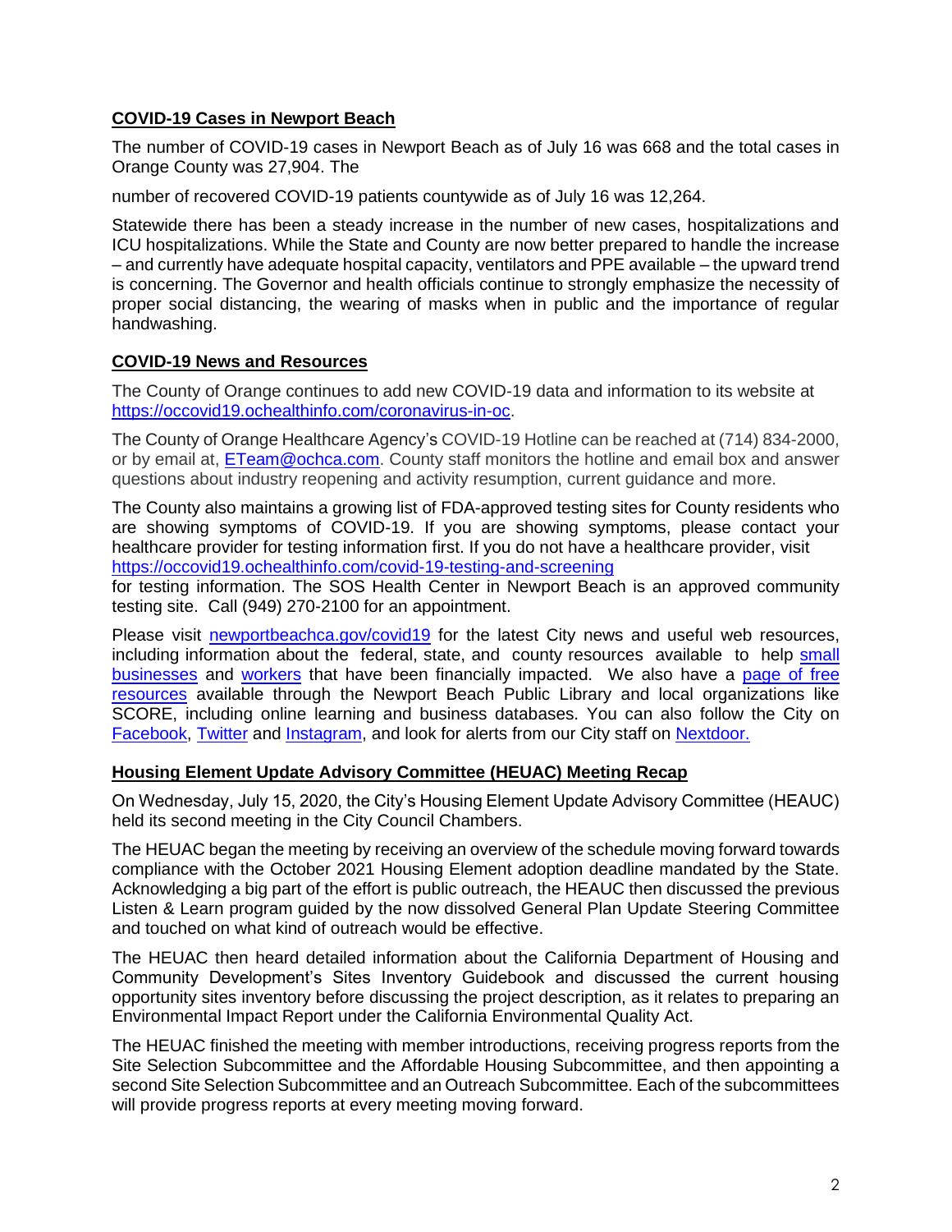## COVID-19 Cases in Newport Beach

The number of COVID-19 cases in Newport Beach as of July 16 was 668 and the total cases in Orange County was 27,904. The

number of recovered COVID-19 patients countywide as of July 16 was 12,264.

Statewide there has been a steady increase in the number of new cases, hospitalizations and ICU hospitalizations. While the State and County are now better prepared to handle the increase – and currently have adequate hospital capacity, ventilators and PPE available – the upward trend is concerning. The Governor and health officials continue to strongly emphasize the necessity of proper social distancing, the wearing of masks when in public and the importance of regular handwashing.

## COVID-19 News and Resources

The County of Orange continues to add new COVID-19 data and information to its website at https://occovid19.ochealthinfo.com/coronavirus-in-oc.

The County of Orange Healthcare Agency's COVID-19 Hotline can be reached at (714) 834-2000, or by email at, ETeam@ochca.com. County staff monitors the hotline and email box and answer questions about industry reopening and activity resumption, current guidance and more.

The County also maintains a growing list of FDA-approved testing sites for County residents who are showing symptoms of COVID-19. If you are showing symptoms, please contact your healthcare provider for testing information first. If you do not have a healthcare provider, visit https://occovid19.ochealthinfo.com/covid-19-testing-and-screening for testing information. The SOS Health Center in Newport Beach is an approved community testing site. Call (949) 270-2100 for an appointment.

Please visit newportbeachca.gov/covid19 for the latest City news and useful web resources, including information about the federal, state, and county resources available to help small businesses and workers that have been financially impacted. We also have a page of free resources available through the Newport Beach Public Library and local organizations like SCORE, including online learning and business databases. You can also follow the City on Facebook, Twitter and Instagram, and look for alerts from our City staff on Nextdoor.

## Housing Element Update Advisory Committee (HEUAC) Meeting Recap

On Wednesday, July 15, 2020, the City's Housing Element Update Advisory Committee (HEAUC) held its second meeting in the City Council Chambers.

The HEUAC began the meeting by receiving an overview of the schedule moving forward towards compliance with the October 2021 Housing Element adoption deadline mandated by the State. Acknowledging a big part of the effort is public outreach, the HEAUC then discussed the previous Listen & Learn program guided by the now dissolved General Plan Update Steering Committee and touched on what kind of outreach would be effective.

The HEUAC then heard detailed information about the California Department of Housing and Community Development's Sites Inventory Guidebook and discussed the current housing opportunity sites inventory before discussing the project description, as it relates to preparing an Environmental Impact Report under the California Environmental Quality Act.

The HEUAC finished the meeting with member introductions, receiving progress reports from the Site Selection Subcommittee and the Affordable Housing Subcommittee, and then appointing a second Site Selection Subcommittee and an Outreach Subcommittee. Each of the subcommittees will provide progress reports at every meeting moving forward.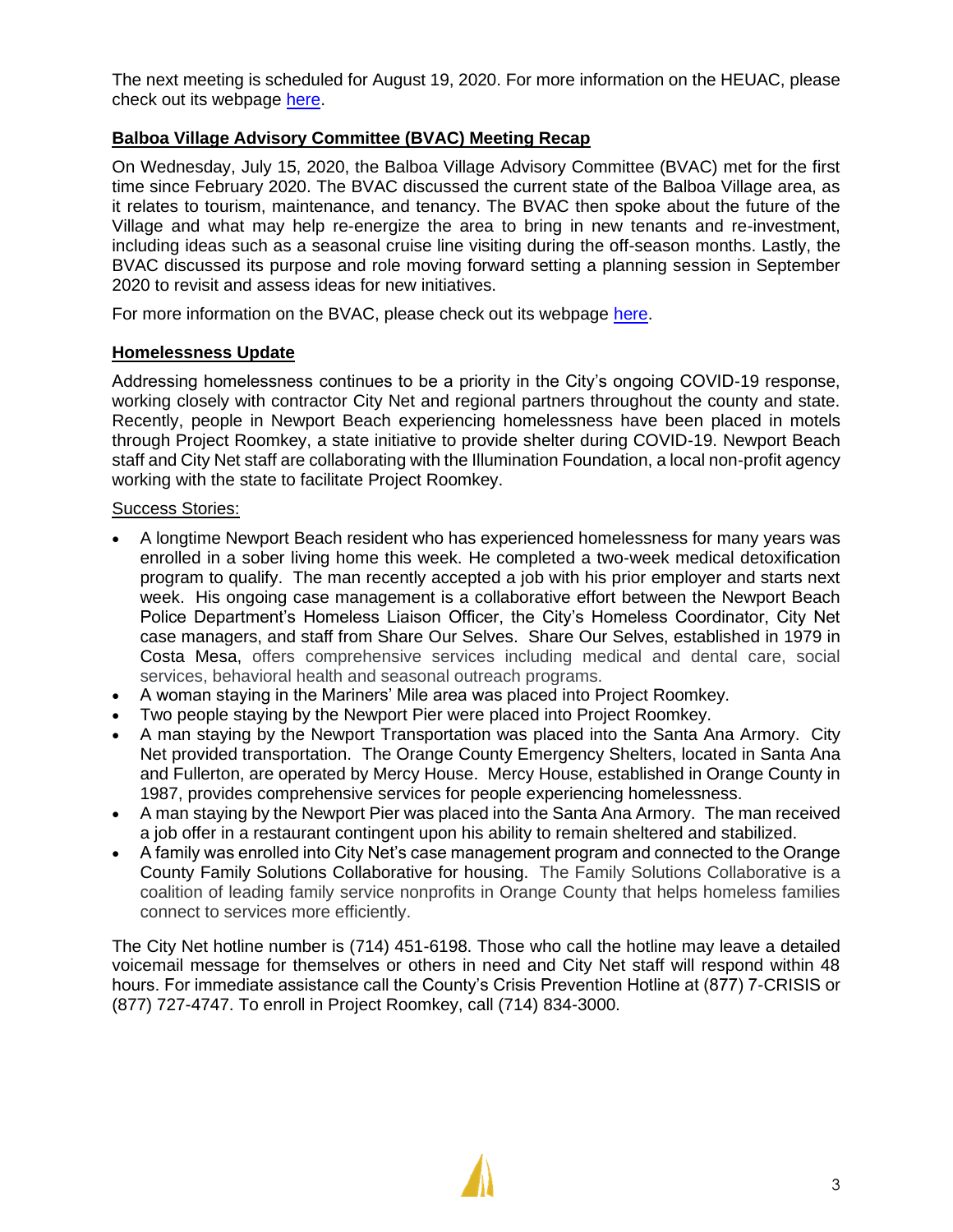The next meeting is scheduled for August 19, 2020. For more information on the HEUAC, please check out its webpage [here](#).

## Balboa Village Advisory Committee (BVAC) Meeting Recap

On Wednesday, July 15, 2020, the Balboa Village Advisory Committee (BVAC) met for the first time since February 2020. The BVAC discussed the current state of the Balboa Village area, as it relates to tourism, maintenance, and tenancy. The BVAC then spoke about the future of the Village and what may help re-energize the area to bring in new tenants and re-investment, including ideas such as a seasonal cruise line visiting during the off-season months. Lastly, the BVAC discussed its purpose and role moving forward setting a planning session in September 2020 to revisit and assess ideas for new initiatives.

For more information on the BVAC, please check out its webpage [here](#).

## Homelessness Update

Addressing homelessness continues to be a priority in the City's ongoing COVID-19 response, working closely with contractor City Net and regional partners throughout the county and state. Recently, people in Newport Beach experiencing homelessness have been placed in motels through Project Roomkey, a state initiative to provide shelter during COVID-19. Newport Beach staff and City Net staff are collaborating with the Illumination Foundation, a local non-profit agency working with the state to facilitate Project Roomkey.

Success Stories:

- A longtime Newport Beach resident who has experienced homelessness for many years was enrolled in a sober living home this week. He completed a two-week medical detoxification program to qualify. The man recently accepted a job with his prior employer and starts next week. His ongoing case management is a collaborative effort between the Newport Beach Police Department's Homeless Liaison Officer, the City's Homeless Coordinator, City Net case managers, and staff from Share Our Selves. Share Our Selves, established in 1979 in Costa Mesa, offers comprehensive services including medical and dental care, social services, behavioral health and seasonal outreach programs.
- A woman staying in the Mariners' Mile area was placed into Project Roomkey.
- Two people staying by the Newport Pier were placed into Project Roomkey.
- A man staying by the Newport Transportation was placed into the Santa Ana Armory. City Net provided transportation. The Orange County Emergency Shelters, located in Santa Ana and Fullerton, are operated by Mercy House. Mercy House, established in Orange County in 1987, provides comprehensive services for people experiencing homelessness.
- A man staying by the Newport Pier was placed into the Santa Ana Armory. The man received a job offer in a restaurant contingent upon his ability to remain sheltered and stabilized.
- A family was enrolled into City Net's case management program and connected to the Orange County Family Solutions Collaborative for housing. The Family Solutions Collaborative is a coalition of leading family service nonprofits in Orange County that helps homeless families connect to services more efficiently.

The City Net hotline number is (714) 451-6198. Those who call the hotline may leave a detailed voicemail message for themselves or others in need and City Net staff will respond within 48 hours. For immediate assistance call the County's Crisis Prevention Hotline at (877) 7-CRISIS or (877) 727-4747. To enroll in Project Roomkey, call (714) 834-3000.